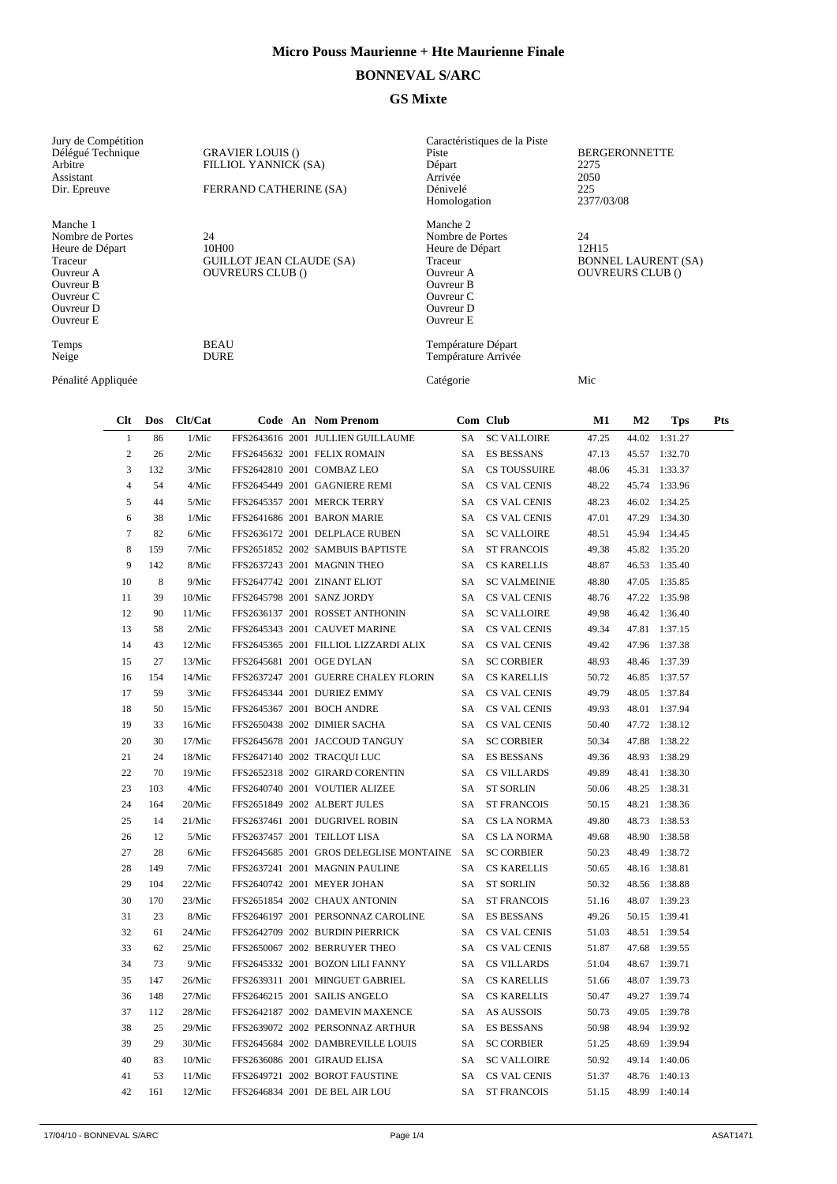# Micro Pouss Maurienne + Hte Maurienne Finale

## BONNEVAL S/ARC

## GS Mixte

| Jury de Compétition | | Caractéristiques de la Piste | |
|---|---|---|---|
| Délégué Technique | GRAVIER LOUIS () | Piste | BERGERONNETTE |
| Arbitre | FILLIOL YANNICK (SA) | Départ | 2275 |
| Assistant | | Arrivée | 2050 |
| Dir. Epreuve | FERRAND CATHERINE (SA) | Dénivelé | 225 |
| | | Homologation | 2377/03/08 |

| Manche 1 | | Manche 2 | |
|---|---|---|---|
| Nombre de Portes | 24 | Nombre de Portes | 24 |
| Heure de Départ | 10H00 | Heure de Départ | 12H15 |
| Traceur | GUILLOT JEAN CLAUDE (SA) | Traceur | BONNEL LAURENT (SA) |
| Ouvreur A | OUVREURS CLUB () | Ouvreur A | OUVREURS CLUB () |
| Ouvreur B | | Ouvreur B | |
| Ouvreur C | | Ouvreur C | |
| Ouvreur D | | Ouvreur D | |
| Ouvreur E | | Ouvreur E | |

| | | | |
|---|---|---|---|
| Temps | BEAU | Température Départ | |
| Neige | DURE | Température Arrivée | |
| Pénalité Appliquée | | Catégorie | Mic |

| Clt | Dos | Clt/Cat | Code | An | Nom Prenom | Com | Club | M1 | M2 | Tps | Pts |
|---|---|---|---|---|---|---|---|---|---|---|---|
| 1 | 86 | 1/Mic | FFS2643616 | 2001 | JULLIEN GUILLAUME | SA | SC VALLOIRE | 47.25 | 44.02 | 1:31.27 | |
| 2 | 26 | 2/Mic | FFS2645632 | 2001 | FELIX ROMAIN | SA | ES BESSANS | 47.13 | 45.57 | 1:32.70 | |
| 3 | 132 | 3/Mic | FFS2642810 | 2001 | COMBAZ LEO | SA | CS TOUSSUIRE | 48.06 | 45.31 | 1:33.37 | |
| 4 | 54 | 4/Mic | FFS2645449 | 2001 | GAGNIERE REMI | SA | CS VAL CENIS | 48.22 | 45.74 | 1:33.96 | |
| 5 | 44 | 5/Mic | FFS2645357 | 2001 | MERCK TERRY | SA | CS VAL CENIS | 48.23 | 46.02 | 1:34.25 | |
| 6 | 38 | 1/Mic | FFS2641686 | 2001 | BARON MARIE | SA | CS VAL CENIS | 47.01 | 47.29 | 1:34.30 | |
| 7 | 82 | 6/Mic | FFS2636172 | 2001 | DELPLACE RUBEN | SA | SC VALLOIRE | 48.51 | 45.94 | 1:34.45 | |
| 8 | 159 | 7/Mic | FFS2651852 | 2002 | SAMBUIS BAPTISTE | SA | ST FRANCOIS | 49.38 | 45.82 | 1:35.20 | |
| 9 | 142 | 8/Mic | FFS2637243 | 2001 | MAGNIN THEO | SA | CS KARELLIS | 48.87 | 46.53 | 1:35.40 | |
| 10 | 8 | 9/Mic | FFS2647742 | 2001 | ZINANT ELIOT | SA | SC VALMEINIE | 48.80 | 47.05 | 1:35.85 | |
| 11 | 39 | 10/Mic | FFS2645798 | 2001 | SANZ JORDY | SA | CS VAL CENIS | 48.76 | 47.22 | 1:35.98 | |
| 12 | 90 | 11/Mic | FFS2636137 | 2001 | ROSSET ANTHONIN | SA | SC VALLOIRE | 49.98 | 46.42 | 1:36.40 | |
| 13 | 58 | 2/Mic | FFS2645343 | 2001 | CAUVET MARINE | SA | CS VAL CENIS | 49.34 | 47.81 | 1:37.15 | |
| 14 | 43 | 12/Mic | FFS2645365 | 2001 | FILLIOL LIZZARDI ALIX | SA | CS VAL CENIS | 49.42 | 47.96 | 1:37.38 | |
| 15 | 27 | 13/Mic | FFS2645681 | 2001 | OGE DYLAN | SA | SC CORBIER | 48.93 | 48.46 | 1:37.39 | |
| 16 | 154 | 14/Mic | FFS2637247 | 2001 | GUERRE CHALEY FLORIN | SA | CS KARELLIS | 50.72 | 46.85 | 1:37.57 | |
| 17 | 59 | 3/Mic | FFS2645344 | 2001 | DURIEZ EMMY | SA | CS VAL CENIS | 49.79 | 48.05 | 1:37.84 | |
| 18 | 50 | 15/Mic | FFS2645367 | 2001 | BOCH ANDRE | SA | CS VAL CENIS | 49.93 | 48.01 | 1:37.94 | |
| 19 | 33 | 16/Mic | FFS2650438 | 2002 | DIMIER SACHA | SA | CS VAL CENIS | 50.40 | 47.72 | 1:38.12 | |
| 20 | 30 | 17/Mic | FFS2645678 | 2001 | JACCOUD TANGUY | SA | SC CORBIER | 50.34 | 47.88 | 1:38.22 | |
| 21 | 24 | 18/Mic | FFS2647140 | 2002 | TRACQUI LUC | SA | ES BESSANS | 49.36 | 48.93 | 1:38.29 | |
| 22 | 70 | 19/Mic | FFS2652318 | 2002 | GIRARD CORENTIN | SA | CS VILLARDS | 49.89 | 48.41 | 1:38.30 | |
| 23 | 103 | 4/Mic | FFS2640740 | 2001 | VOUTIER ALIZEE | SA | ST SORLIN | 50.06 | 48.25 | 1:38.31 | |
| 24 | 164 | 20/Mic | FFS2651849 | 2002 | ALBERT JULES | SA | ST FRANCOIS | 50.15 | 48.21 | 1:38.36 | |
| 25 | 14 | 21/Mic | FFS2637461 | 2001 | DUGRIVEL ROBIN | SA | CS LA NORMA | 49.80 | 48.73 | 1:38.53 | |
| 26 | 12 | 5/Mic | FFS2637457 | 2001 | TEILLOT LISA | SA | CS LA NORMA | 49.68 | 48.90 | 1:38.58 | |
| 27 | 28 | 6/Mic | FFS2645685 | 2001 | GROS DELEGLISE MONTAINE | SA | SC CORBIER | 50.23 | 48.49 | 1:38.72 | |
| 28 | 149 | 7/Mic | FFS2637241 | 2001 | MAGNIN PAULINE | SA | CS KARELLIS | 50.65 | 48.16 | 1:38.81 | |
| 29 | 104 | 22/Mic | FFS2640742 | 2001 | MEYER JOHAN | SA | ST SORLIN | 50.32 | 48.56 | 1:38.88 | |
| 30 | 170 | 23/Mic | FFS2651854 | 2002 | CHAUX ANTONIN | SA | ST FRANCOIS | 51.16 | 48.07 | 1:39.23 | |
| 31 | 23 | 8/Mic | FFS2646197 | 2001 | PERSONNAZ CAROLINE | SA | ES BESSANS | 49.26 | 50.15 | 1:39.41 | |
| 32 | 61 | 24/Mic | FFS2642709 | 2002 | BURDIN PIERRICK | SA | CS VAL CENIS | 51.03 | 48.51 | 1:39.54 | |
| 33 | 62 | 25/Mic | FFS2650067 | 2002 | BERRUYER THEO | SA | CS VAL CENIS | 51.87 | 47.68 | 1:39.55 | |
| 34 | 73 | 9/Mic | FFS2645332 | 2001 | BOZON LILI FANNY | SA | CS VILLARDS | 51.04 | 48.67 | 1:39.71 | |
| 35 | 147 | 26/Mic | FFS2639311 | 2001 | MINGUET GABRIEL | SA | CS KARELLIS | 51.66 | 48.07 | 1:39.73 | |
| 36 | 148 | 27/Mic | FFS2646215 | 2001 | SAILIS ANGELO | SA | CS KARELLIS | 50.47 | 49.27 | 1:39.74 | |
| 37 | 112 | 28/Mic | FFS2642187 | 2002 | DAMEVIN MAXENCE | SA | AS AUSSOIS | 50.73 | 49.05 | 1:39.78 | |
| 38 | 25 | 29/Mic | FFS2639072 | 2002 | PERSONNAZ ARTHUR | SA | ES BESSANS | 50.98 | 48.94 | 1:39.92 | |
| 39 | 29 | 30/Mic | FFS2645684 | 2002 | DAMBREVILLE LOUIS | SA | SC CORBIER | 51.25 | 48.69 | 1:39.94 | |
| 40 | 83 | 10/Mic | FFS2636086 | 2001 | GIRAUD ELISA | SA | SC VALLOIRE | 50.92 | 49.14 | 1:40.06 | |
| 41 | 53 | 11/Mic | FFS2649721 | 2002 | BOROT FAUSTINE | SA | CS VAL CENIS | 51.37 | 48.76 | 1:40.13 | |
| 42 | 161 | 12/Mic | FFS2646834 | 2001 | DE BEL AIR LOU | SA | ST FRANCOIS | 51.15 | 48.99 | 1:40.14 | |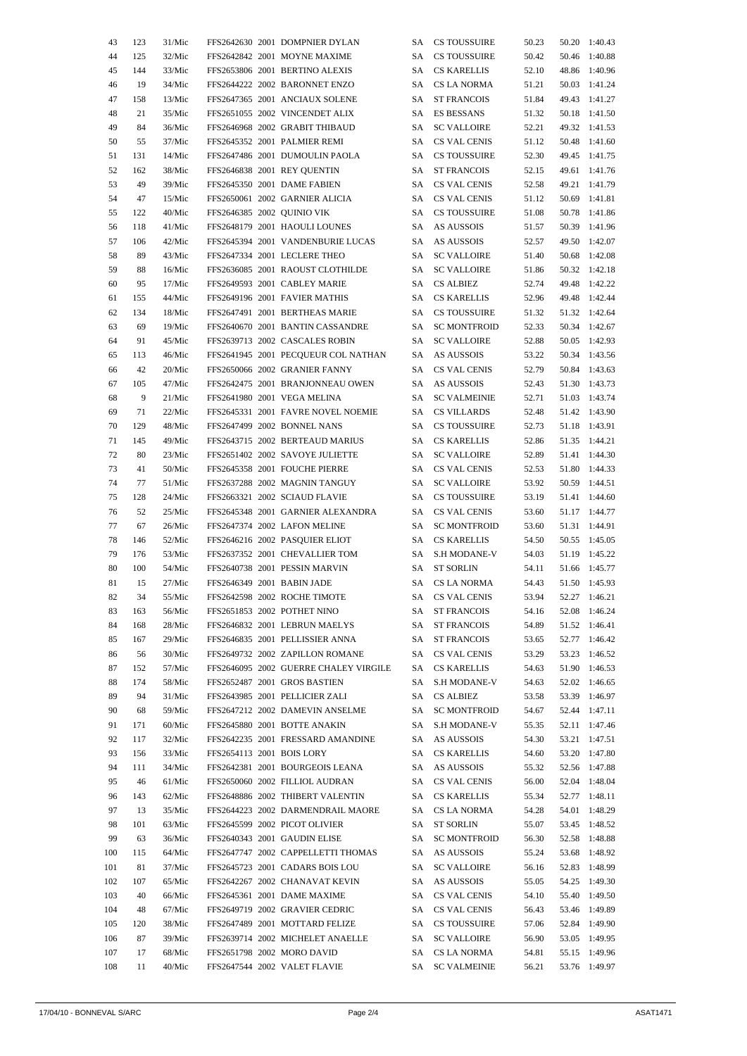| | | | | | | | | | | |
|---|---|---|---|---|---|---|---|---|---|---|
| 43 | 123 | 31/Mic | FFS2642630 | 2001 | DOMPNIER DYLAN | SA | CS TOUSSUIRE | 50.23 | 50.20 | 1:40.43 |
| 44 | 125 | 32/Mic | FFS2642842 | 2001 | MOYNE MAXIME | SA | CS TOUSSUIRE | 50.42 | 50.46 | 1:40.88 |
| 45 | 144 | 33/Mic | FFS2653806 | 2001 | BERTINO ALEXIS | SA | CS KARELLIS | 52.10 | 48.86 | 1:40.96 |
| 46 | 19 | 34/Mic | FFS2644222 | 2002 | BARONNET ENZO | SA | CS LA NORMA | 51.21 | 50.03 | 1:41.24 |
| 47 | 158 | 13/Mic | FFS2647365 | 2001 | ANCIAUX SOLENE | SA | ST FRANCOIS | 51.84 | 49.43 | 1:41.27 |
| 48 | 21 | 35/Mic | FFS2651055 | 2002 | VINCENDET ALIX | SA | ES BESSANS | 51.32 | 50.18 | 1:41.50 |
| 49 | 84 | 36/Mic | FFS2646968 | 2002 | GRABIT THIBAUD | SA | SC VALLOIRE | 52.21 | 49.32 | 1:41.53 |
| 50 | 55 | 37/Mic | FFS2645352 | 2001 | PALMIER REMI | SA | CS VAL CENIS | 51.12 | 50.48 | 1:41.60 |
| 51 | 131 | 14/Mic | FFS2647486 | 2001 | DUMOULIN PAOLA | SA | CS TOUSSUIRE | 52.30 | 49.45 | 1:41.75 |
| 52 | 162 | 38/Mic | FFS2646838 | 2001 | REY QUENTIN | SA | ST FRANCOIS | 52.15 | 49.61 | 1:41.76 |
| 53 | 49 | 39/Mic | FFS2645350 | 2001 | DAME FABIEN | SA | CS VAL CENIS | 52.58 | 49.21 | 1:41.79 |
| 54 | 47 | 15/Mic | FFS2650061 | 2002 | GARNIER ALICIA | SA | CS VAL CENIS | 51.12 | 50.69 | 1:41.81 |
| 55 | 122 | 40/Mic | FFS2646385 | 2002 | QUINIO VIK | SA | CS TOUSSUIRE | 51.08 | 50.78 | 1:41.86 |
| 56 | 118 | 41/Mic | FFS2648179 | 2001 | HAOULI LOUNES | SA | AS AUSSOIS | 51.57 | 50.39 | 1:41.96 |
| 57 | 106 | 42/Mic | FFS2645394 | 2001 | VANDENBURIE LUCAS | SA | AS AUSSOIS | 52.57 | 49.50 | 1:42.07 |
| 58 | 89 | 43/Mic | FFS2647334 | 2001 | LECLERE THEO | SA | SC VALLOIRE | 51.40 | 50.68 | 1:42.08 |
| 59 | 88 | 16/Mic | FFS2636085 | 2001 | RAOUST CLOTHILDE | SA | SC VALLOIRE | 51.86 | 50.32 | 1:42.18 |
| 60 | 95 | 17/Mic | FFS2649593 | 2001 | CABLEY MARIE | SA | CS ALBIEZ | 52.74 | 49.48 | 1:42.22 |
| 61 | 155 | 44/Mic | FFS2649196 | 2001 | FAVIER MATHIS | SA | CS KARELLIS | 52.96 | 49.48 | 1:42.44 |
| 62 | 134 | 18/Mic | FFS2647491 | 2001 | BERTHEAS MARIE | SA | CS TOUSSUIRE | 51.32 | 51.32 | 1:42.64 |
| 63 | 69 | 19/Mic | FFS2640670 | 2001 | BANTIN CASSANDRE | SA | SC MONTFROID | 52.33 | 50.34 | 1:42.67 |
| 64 | 91 | 45/Mic | FFS2639713 | 2002 | CASCALES ROBIN | SA | SC VALLOIRE | 52.88 | 50.05 | 1:42.93 |
| 65 | 113 | 46/Mic | FFS2641945 | 2001 | PECQUEUR COL NATHAN | SA | AS AUSSOIS | 53.22 | 50.34 | 1:43.56 |
| 66 | 42 | 20/Mic | FFS2650066 | 2002 | GRANIER FANNY | SA | CS VAL CENIS | 52.79 | 50.84 | 1:43.63 |
| 67 | 105 | 47/Mic | FFS2642475 | 2001 | BRANJONNEAU OWEN | SA | AS AUSSOIS | 52.43 | 51.30 | 1:43.73 |
| 68 | 9 | 21/Mic | FFS2641980 | 2001 | VEGA MELINA | SA | SC VALMEINIE | 52.71 | 51.03 | 1:43.74 |
| 69 | 71 | 22/Mic | FFS2645331 | 2001 | FAVRE NOVEL NOEMIE | SA | CS VILLARDS | 52.48 | 51.42 | 1:43.90 |
| 70 | 129 | 48/Mic | FFS2647499 | 2002 | BONNEL NANS | SA | CS TOUSSUIRE | 52.73 | 51.18 | 1:43.91 |
| 71 | 145 | 49/Mic | FFS2643715 | 2002 | BERTEAUD MARIUS | SA | CS KARELLIS | 52.86 | 51.35 | 1:44.21 |
| 72 | 80 | 23/Mic | FFS2651402 | 2002 | SAVOYE JULIETTE | SA | SC VALLOIRE | 52.89 | 51.41 | 1:44.30 |
| 73 | 41 | 50/Mic | FFS2645358 | 2001 | FOUCHE PIERRE | SA | CS VAL CENIS | 52.53 | 51.80 | 1:44.33 |
| 74 | 77 | 51/Mic | FFS2637288 | 2002 | MAGNIN TANGUY | SA | SC VALLOIRE | 53.92 | 50.59 | 1:44.51 |
| 75 | 128 | 24/Mic | FFS2663321 | 2002 | SCIAUD FLAVIE | SA | CS TOUSSUIRE | 53.19 | 51.41 | 1:44.60 |
| 76 | 52 | 25/Mic | FFS2645348 | 2001 | GARNIER ALEXANDRA | SA | CS VAL CENIS | 53.60 | 51.17 | 1:44.77 |
| 77 | 67 | 26/Mic | FFS2647374 | 2002 | LAFON MELINE | SA | SC MONTFROID | 53.60 | 51.31 | 1:44.91 |
| 78 | 146 | 52/Mic | FFS2646216 | 2002 | PASQUIER ELIOT | SA | CS KARELLIS | 54.50 | 50.55 | 1:45.05 |
| 79 | 176 | 53/Mic | FFS2637352 | 2001 | CHEVALLIER TOM | SA | S.H MODANE-V | 54.03 | 51.19 | 1:45.22 |
| 80 | 100 | 54/Mic | FFS2640738 | 2001 | PESSIN MARVIN | SA | ST SORLIN | 54.11 | 51.66 | 1:45.77 |
| 81 | 15 | 27/Mic | FFS2646349 | 2001 | BABIN JADE | SA | CS LA NORMA | 54.43 | 51.50 | 1:45.93 |
| 82 | 34 | 55/Mic | FFS2642598 | 2002 | ROCHE TIMOTE | SA | CS VAL CENIS | 53.94 | 52.27 | 1:46.21 |
| 83 | 163 | 56/Mic | FFS2651853 | 2002 | POTHET NINO | SA | ST FRANCOIS | 54.16 | 52.08 | 1:46.24 |
| 84 | 168 | 28/Mic | FFS2646832 | 2001 | LEBRUN MAELYS | SA | ST FRANCOIS | 54.89 | 51.52 | 1:46.41 |
| 85 | 167 | 29/Mic | FFS2646835 | 2001 | PELLISSIER ANNA | SA | ST FRANCOIS | 53.65 | 52.77 | 1:46.42 |
| 86 | 56 | 30/Mic | FFS2649732 | 2002 | ZAPILLON ROMANE | SA | CS VAL CENIS | 53.29 | 53.23 | 1:46.52 |
| 87 | 152 | 57/Mic | FFS2646095 | 2002 | GUERRE CHALEY VIRGILE | SA | CS KARELLIS | 54.63 | 51.90 | 1:46.53 |
| 88 | 174 | 58/Mic | FFS2652487 | 2001 | GROS BASTIEN | SA | S.H MODANE-V | 54.63 | 52.02 | 1:46.65 |
| 89 | 94 | 31/Mic | FFS2643985 | 2001 | PELLICIER ZALI | SA | CS ALBIEZ | 53.58 | 53.39 | 1:46.97 |
| 90 | 68 | 59/Mic | FFS2647212 | 2002 | DAMEVIN ANSELME | SA | SC MONTFROID | 54.67 | 52.44 | 1:47.11 |
| 91 | 171 | 60/Mic | FFS2645880 | 2001 | BOTTE ANAKIN | SA | S.H MODANE-V | 55.35 | 52.11 | 1:47.46 |
| 92 | 117 | 32/Mic | FFS2642235 | 2001 | FRESSARD AMANDINE | SA | AS AUSSOIS | 54.30 | 53.21 | 1:47.51 |
| 93 | 156 | 33/Mic | FFS2654113 | 2001 | BOIS LORY | SA | CS KARELLIS | 54.60 | 53.20 | 1:47.80 |
| 94 | 111 | 34/Mic | FFS2642381 | 2001 | BOURGEOIS LEANA | SA | AS AUSSOIS | 55.32 | 52.56 | 1:47.88 |
| 95 | 46 | 61/Mic | FFS2650060 | 2002 | FILLIOL AUDRAN | SA | CS VAL CENIS | 56.00 | 52.04 | 1:48.04 |
| 96 | 143 | 62/Mic | FFS2648886 | 2002 | THIBERT VALENTIN | SA | CS KARELLIS | 55.34 | 52.77 | 1:48.11 |
| 97 | 13 | 35/Mic | FFS2644223 | 2002 | DARMENDRAIL MAORE | SA | CS LA NORMA | 54.28 | 54.01 | 1:48.29 |
| 98 | 101 | 63/Mic | FFS2645599 | 2002 | PICOT OLIVIER | SA | ST SORLIN | 55.07 | 53.45 | 1:48.52 |
| 99 | 63 | 36/Mic | FFS2640343 | 2001 | GAUDIN ELISE | SA | SC MONTFROID | 56.30 | 52.58 | 1:48.88 |
| 100 | 115 | 64/Mic | FFS2647747 | 2002 | CAPPELLETTI THOMAS | SA | AS AUSSOIS | 55.24 | 53.68 | 1:48.92 |
| 101 | 81 | 37/Mic | FFS2645723 | 2001 | CADARS BOIS LOU | SA | SC VALLOIRE | 56.16 | 52.83 | 1:48.99 |
| 102 | 107 | 65/Mic | FFS2642267 | 2002 | CHANAVAT KEVIN | SA | AS AUSSOIS | 55.05 | 54.25 | 1:49.30 |
| 103 | 40 | 66/Mic | FFS2645361 | 2001 | DAME MAXIME | SA | CS VAL CENIS | 54.10 | 55.40 | 1:49.50 |
| 104 | 48 | 67/Mic | FFS2649719 | 2002 | GRAVIER CEDRIC | SA | CS VAL CENIS | 56.43 | 53.46 | 1:49.89 |
| 105 | 120 | 38/Mic | FFS2647489 | 2001 | MOTTARD FELIZE | SA | CS TOUSSUIRE | 57.06 | 52.84 | 1:49.90 |
| 106 | 87 | 39/Mic | FFS2639714 | 2002 | MICHELET ANAELLE | SA | SC VALLOIRE | 56.90 | 53.05 | 1:49.95 |
| 107 | 17 | 68/Mic | FFS2651798 | 2002 | MORO DAVID | SA | CS LA NORMA | 54.81 | 55.15 | 1:49.96 |
| 108 | 11 | 40/Mic | FFS2647544 | 2002 | VALET FLAVIE | SA | SC VALMEINIE | 56.21 | 53.76 | 1:49.97 |

17/04/10 - BONNEVAL S/ARC ASAT1471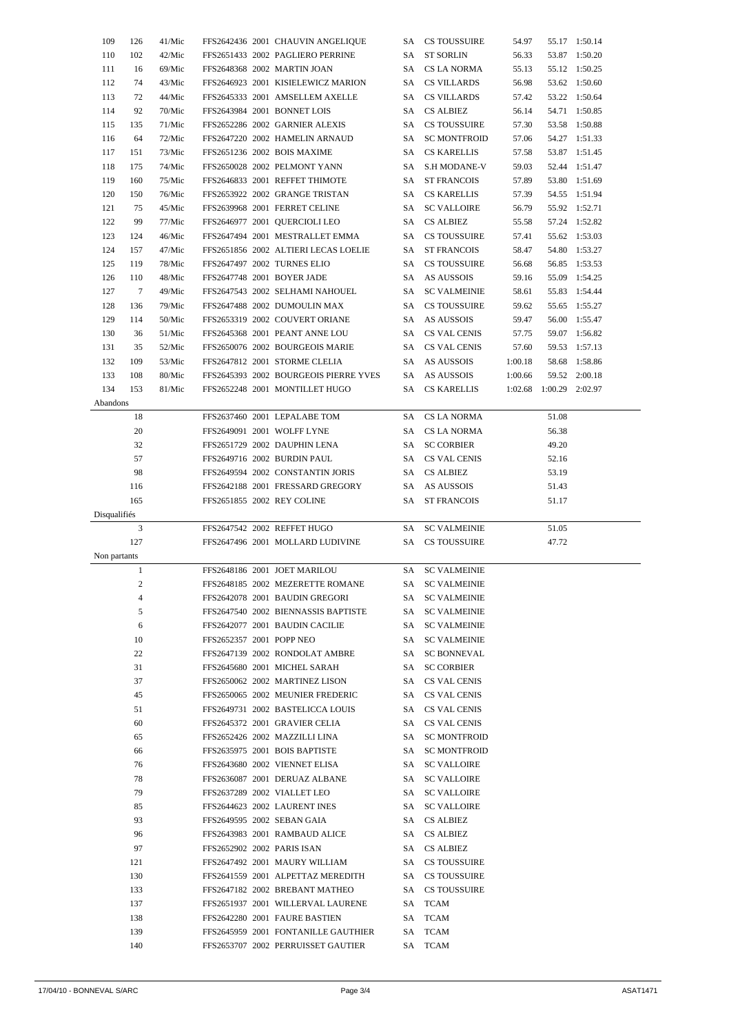| | | | | | | | | | | |
|---|---|---|---|---|---|---|---|---|---|---|
| 109 | 126 | 41/Mic | FFS2642436 | 2001 | CHAUVIN ANGELIQUE | SA | CS TOUSSUIRE | 54.97 | 55.17 | 1:50.14 |
| 110 | 102 | 42/Mic | FFS2651433 | 2002 | PAGLIERO PERRINE | SA | ST SORLIN | 56.33 | 53.87 | 1:50.20 |
| 111 | 16 | 69/Mic | FFS2648368 | 2002 | MARTIN JOAN | SA | CS LA NORMA | 55.13 | 55.12 | 1:50.25 |
| 112 | 74 | 43/Mic | FFS2646923 | 2001 | KISIELEWICZ MARION | SA | CS VILLARDS | 56.98 | 53.62 | 1:50.60 |
| 113 | 72 | 44/Mic | FFS2645333 | 2001 | AMSELLEM AXELLE | SA | CS VILLARDS | 57.42 | 53.22 | 1:50.64 |
| 114 | 92 | 70/Mic | FFS2643984 | 2001 | BONNET LOIS | SA | CS ALBIEZ | 56.14 | 54.71 | 1:50.85 |
| 115 | 135 | 71/Mic | FFS2652286 | 2002 | GARNIER ALEXIS | SA | CS TOUSSUIRE | 57.30 | 53.58 | 1:50.88 |
| 116 | 64 | 72/Mic | FFS2647220 | 2002 | HAMELIN ARNAUD | SA | SC MONTFROID | 57.06 | 54.27 | 1:51.33 |
| 117 | 151 | 73/Mic | FFS2651236 | 2002 | BOIS MAXIME | SA | CS KARELLIS | 57.58 | 53.87 | 1:51.45 |
| 118 | 175 | 74/Mic | FFS2650028 | 2002 | PELMONT YANN | SA | S.H MODANE-V | 59.03 | 52.44 | 1:51.47 |
| 119 | 160 | 75/Mic | FFS2646833 | 2001 | REFFET THIMOTE | SA | ST FRANCOIS | 57.89 | 53.80 | 1:51.69 |
| 120 | 150 | 76/Mic | FFS2653922 | 2002 | GRANGE TRISTAN | SA | CS KARELLIS | 57.39 | 54.55 | 1:51.94 |
| 121 | 75 | 45/Mic | FFS2639968 | 2001 | FERRET CELINE | SA | SC VALLOIRE | 56.79 | 55.92 | 1:52.71 |
| 122 | 99 | 77/Mic | FFS2646977 | 2001 | QUERCIOLI LEO | SA | CS ALBIEZ | 55.58 | 57.24 | 1:52.82 |
| 123 | 124 | 46/Mic | FFS2647494 | 2001 | MESTRALLET EMMA | SA | CS TOUSSUIRE | 57.41 | 55.62 | 1:53.03 |
| 124 | 157 | 47/Mic | FFS2651856 | 2002 | ALTIERI LECAS LOELIE | SA | ST FRANCOIS | 58.47 | 54.80 | 1:53.27 |
| 125 | 119 | 78/Mic | FFS2647497 | 2002 | TURNES ELIO | SA | CS TOUSSUIRE | 56.68 | 56.85 | 1:53.53 |
| 126 | 110 | 48/Mic | FFS2647748 | 2001 | BOYER JADE | SA | AS AUSSOIS | 59.16 | 55.09 | 1:54.25 |
| 127 | 7 | 49/Mic | FFS2647543 | 2002 | SELHAMI NAHOUEL | SA | SC VALMEINIE | 58.61 | 55.83 | 1:54.44 |
| 128 | 136 | 79/Mic | FFS2647488 | 2002 | DUMOULIN MAX | SA | CS TOUSSUIRE | 59.62 | 55.65 | 1:55.27 |
| 129 | 114 | 50/Mic | FFS2653319 | 2002 | COUVERT ORIANE | SA | AS AUSSOIS | 59.47 | 56.00 | 1:55.47 |
| 130 | 36 | 51/Mic | FFS2645368 | 2001 | PEANT ANNE LOU | SA | CS VAL CENIS | 57.75 | 59.07 | 1:56.82 |
| 131 | 35 | 52/Mic | FFS2650076 | 2002 | BOURGEOIS MARIE | SA | CS VAL CENIS | 57.60 | 59.53 | 1:57.13 |
| 132 | 109 | 53/Mic | FFS2647812 | 2001 | STORME CLELIA | SA | AS AUSSOIS | 1:00.18 | 58.68 | 1:58.86 |
| 133 | 108 | 80/Mic | FFS2645393 | 2002 | BOURGEOIS PIERRE YVES | SA | AS AUSSOIS | 1:00.66 | 59.52 | 2:00.18 |
| 134 | 153 | 81/Mic | FFS2652248 | 2001 | MONTILLET HUGO | SA | CS KARELLIS | 1:02.68 | 1:00.29 | 2:02.97 |
| Abandons | | | | | | | | | | |
| | 18 | | FFS2637460 | 2001 | LEPALABE TOM | SA | CS LA NORMA | | 51.08 | |
| | 20 | | FFS2649091 | 2001 | WOLFF LYNE | SA | CS LA NORMA | | 56.38 | |
| | 32 | | FFS2651729 | 2002 | DAUPHIN LENA | SA | SC CORBIER | | 49.20 | |
| | 57 | | FFS2649716 | 2002 | BURDIN PAUL | SA | CS VAL CENIS | | 52.16 | |
| | 98 | | FFS2649594 | 2002 | CONSTANTIN JORIS | SA | CS ALBIEZ | | 53.19 | |
| | 116 | | FFS2642188 | 2001 | FRESSARD GREGORY | SA | AS AUSSOIS | | 51.43 | |
| | 165 | | FFS2651855 | 2002 | REY COLINE | SA | ST FRANCOIS | | 51.17 | |
| Disqualifiés | | | | | | | | | | |
| | 3 | | FFS2647542 | 2002 | REFFET HUGO | SA | SC VALMEINIE | | 51.05 | |
| | 127 | | FFS2647496 | 2001 | MOLLARD LUDIVINE | SA | CS TOUSSUIRE | | 47.72 | |
| Non partants | | | | | | | | | | |
| | 1 | | FFS2648186 | 2001 | JOET MARILOU | SA | SC VALMEINIE | | | |
| | 2 | | FFS2648185 | 2002 | MEZERETTE ROMANE | SA | SC VALMEINIE | | | |
| | 4 | | FFS2642078 | 2001 | BAUDIN GREGORI | SA | SC VALMEINIE | | | |
| | 5 | | FFS2647540 | 2002 | BIENNASSIS BAPTISTE | SA | SC VALMEINIE | | | |
| | 6 | | FFS2642077 | 2001 | BAUDIN CACILIE | SA | SC VALMEINIE | | | |
| | 10 | | FFS2652357 | 2001 | POPP NEO | SA | SC VALMEINIE | | | |
| | 22 | | FFS2647139 | 2002 | RONDOLAT AMBRE | SA | SC BONNEVAL | | | |
| | 31 | | FFS2645680 | 2001 | MICHEL SARAH | SA | SC CORBIER | | | |
| | 37 | | FFS2650062 | 2002 | MARTINEZ LISON | SA | CS VAL CENIS | | | |
| | 45 | | FFS2650065 | 2002 | MEUNIER FREDERIC | SA | CS VAL CENIS | | | |
| | 51 | | FFS2649731 | 2002 | BASTELICCA LOUIS | SA | CS VAL CENIS | | | |
| | 60 | | FFS2645372 | 2001 | GRAVIER CELIA | SA | CS VAL CENIS | | | |
| | 65 | | FFS2652426 | 2002 | MAZZILLI LINA | SA | SC MONTFROID | | | |
| | 66 | | FFS2635975 | 2001 | BOIS BAPTISTE | SA | SC MONTFROID | | | |
| | 76 | | FFS2643680 | 2002 | VIENNET ELISA | SA | SC VALLOIRE | | | |
| | 78 | | FFS2636087 | 2001 | DERUAZ ALBANE | SA | SC VALLOIRE | | | |
| | 79 | | FFS2637289 | 2002 | VIALLET LEO | SA | SC VALLOIRE | | | |
| | 85 | | FFS2644623 | 2002 | LAURENT INES | SA | SC VALLOIRE | | | |
| | 93 | | FFS2649595 | 2002 | SEBAN GAIA | SA | CS ALBIEZ | | | |
| | 96 | | FFS2643983 | 2001 | RAMBAUD ALICE | SA | CS ALBIEZ | | | |
| | 97 | | FFS2652902 | 2002 | PARIS ISAN | SA | CS ALBIEZ | | | |
| | 121 | | FFS2647492 | 2001 | MAURY WILLIAM | SA | CS TOUSSUIRE | | | |
| | 130 | | FFS2641559 | 2001 | ALPETTAZ MEREDITH | SA | CS TOUSSUIRE | | | |
| | 133 | | FFS2647182 | 2002 | BREBANT MATHEO | SA | CS TOUSSUIRE | | | |
| | 137 | | FFS2651937 | 2001 | WILLERVAL LAURENE | SA | TCAM | | | |
| | 138 | | FFS2642280 | 2001 | FAURE BASTIEN | SA | TCAM | | | |
| | 139 | | FFS2645959 | 2001 | FONTANILLE GAUTHIER | SA | TCAM | | | |
| | 140 | | FFS2653707 | 2002 | PERRUISSET GAUTIER | SA | TCAM | | | |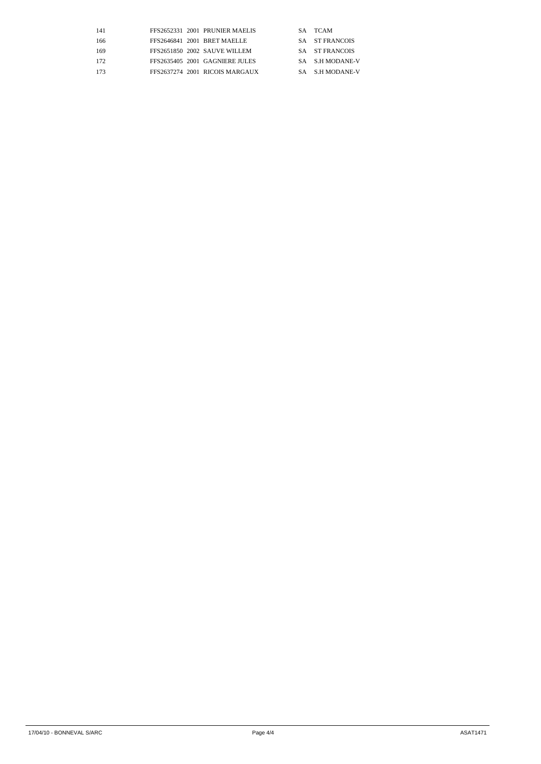| | | | | | |
|---|---|---|---|---|---|
| 141 | FFS2652331 | 2001 | PRUNIER MAELIS | SA | TCAM |
| 166 | FFS2646841 | 2001 | BRET MAELLE | SA | ST FRANCOIS |
| 169 | FFS2651850 | 2002 | SAUVE WILLEM | SA | ST FRANCOIS |
| 172 | FFS2635405 | 2001 | GAGNIERE JULES | SA | S.H MODANE-V |
| 173 | FFS2637274 | 2001 | RICOIS MARGAUX | SA | S.H MODANE-V |